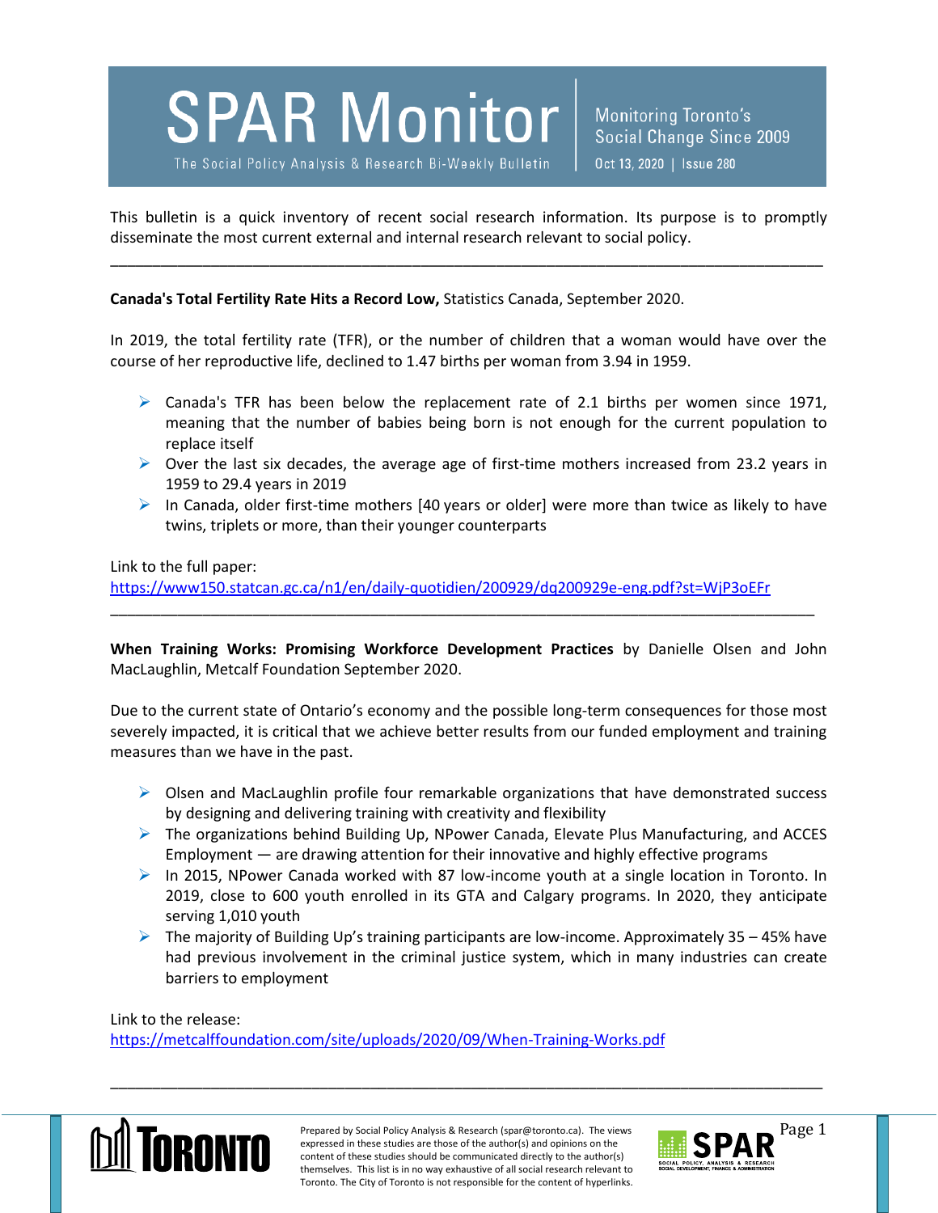# SPAR Monitor

The Social Policy Analysis & Research Bi-Weekly Bulletin

Monitoring Toronto's Social Change Since 2009

Oct 13, 2020 | Issue 280

This bulletin is a quick inventory of recent social research information. Its purpose is to promptly disseminate the most current external and internal research relevant to social policy.

---

**Canada's Total Fertility Rate Hits a Record Low,** Statistics Canada, September 2020.

In 2019, the total fertility rate (TFR), or the number of children that a woman would have over the course of her reproductive life, declined to 1.47 births per woman from 3.94 in 1959.

- Canada's TFR has been below the replacement rate of 2.1 births per women since 1971, meaning that the number of babies being born is not enough for the current population to replace itself
- Over the last six decades, the average age of first-time mothers increased from 23.2 years in 1959 to 29.4 years in 2019
- In Canada, older first-time mothers [40 years or older] were more than twice as likely to have twins, triplets or more, than their younger counterparts

Link to the full paper:
https://www150.statcan.gc.ca/n1/en/daily-quotidien/200929/dq200929e-eng.pdf?st=WjP3oEFr

---

**When Training Works: Promising Workforce Development Practices** by Danielle Olsen and John MacLaughlin, Metcalf Foundation September 2020.

Due to the current state of Ontario's economy and the possible long-term consequences for those most severely impacted, it is critical that we achieve better results from our funded employment and training measures than we have in the past.

- Olsen and MacLaughlin profile four remarkable organizations that have demonstrated success by designing and delivering training with creativity and flexibility
- The organizations behind Building Up, NPower Canada, Elevate Plus Manufacturing, and ACCES Employment — are drawing attention for their innovative and highly effective programs
- In 2015, NPower Canada worked with 87 low-income youth at a single location in Toronto. In 2019, close to 600 youth enrolled in its GTA and Calgary programs. In 2020, they anticipate serving 1,010 youth
- The majority of Building Up's training participants are low-income. Approximately 35 – 45% have had previous involvement in the criminal justice system, which in many industries can create barriers to employment

Link to the release:
https://metcalffoundation.com/site/uploads/2020/09/When-Training-Works.pdf

---

Prepared by Social Policy Analysis & Research (spar@toronto.ca). The views expressed in these studies are those of the author(s) and opinions on the content of these studies should be communicated directly to the author(s) themselves. This list is in no way exhaustive of all social research relevant to Toronto. The City of Toronto is not responsible for the content of hyperlinks.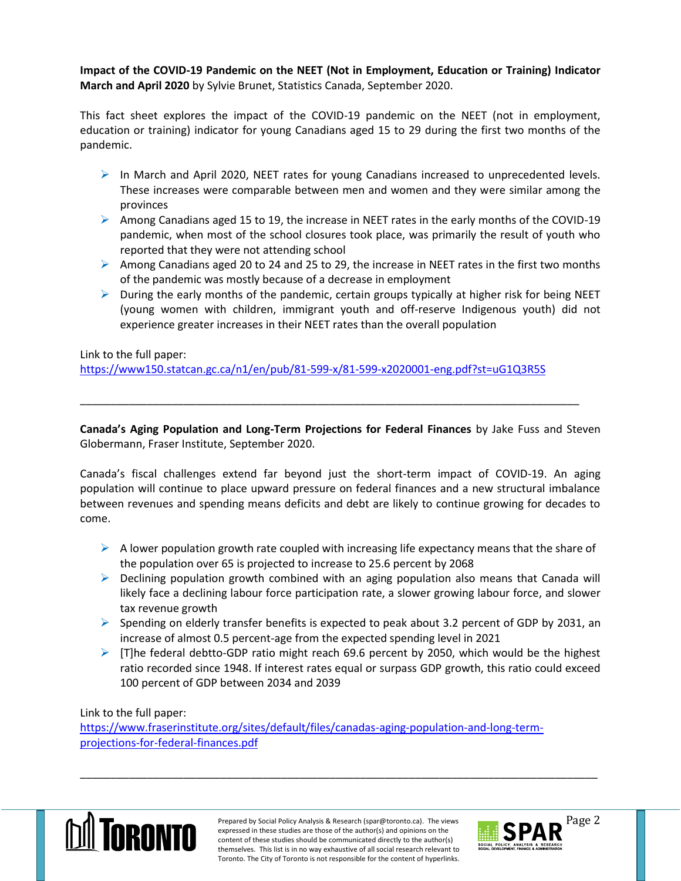**Impact of the COVID-19 Pandemic on the NEET (Not in Employment, Education or Training) Indicator March and April 2020** by Sylvie Brunet, Statistics Canada, September 2020.

This fact sheet explores the impact of the COVID-19 pandemic on the NEET (not in employment, education or training) indicator for young Canadians aged 15 to 29 during the first two months of the pandemic.

- In March and April 2020, NEET rates for young Canadians increased to unprecedented levels. These increases were comparable between men and women and they were similar among the provinces
- Among Canadians aged 15 to 19, the increase in NEET rates in the early months of the COVID-19 pandemic, when most of the school closures took place, was primarily the result of youth who reported that they were not attending school
- Among Canadians aged 20 to 24 and 25 to 29, the increase in NEET rates in the first two months of the pandemic was mostly because of a decrease in employment
- During the early months of the pandemic, certain groups typically at higher risk for being NEET (young women with children, immigrant youth and off-reserve Indigenous youth) did not experience greater increases in their NEET rates than the overall population

Link to the full paper:
https://www150.statcan.gc.ca/n1/en/pub/81-599-x/81-599-x2020001-eng.pdf?st=uG1Q3R5S

---

**Canada's Aging Population and Long-Term Projections for Federal Finances** by Jake Fuss and Steven Globermann, Fraser Institute, September 2020.

Canada's fiscal challenges extend far beyond just the short-term impact of COVID-19. An aging population will continue to place upward pressure on federal finances and a new structural imbalance between revenues and spending means deficits and debt are likely to continue growing for decades to come.

- A lower population growth rate coupled with increasing life expectancy means that the share of the population over 65 is projected to increase to 25.6 percent by 2068
- Declining population growth combined with an aging population also means that Canada will likely face a declining labour force participation rate, a slower growing labour force, and slower tax revenue growth
- Spending on elderly transfer benefits is expected to peak about 3.2 percent of GDP by 2031, an increase of almost 0.5 percent-age from the expected spending level in 2021
- [T]he federal debtto-GDP ratio might reach 69.6 percent by 2050, which would be the highest ratio recorded since 1948. If interest rates equal or surpass GDP growth, this ratio could exceed 100 percent of GDP between 2034 and 2039

Link to the full paper:
https://www.fraserinstitute.org/sites/default/files/canadas-aging-population-and-long-term-projections-for-federal-finances.pdf

---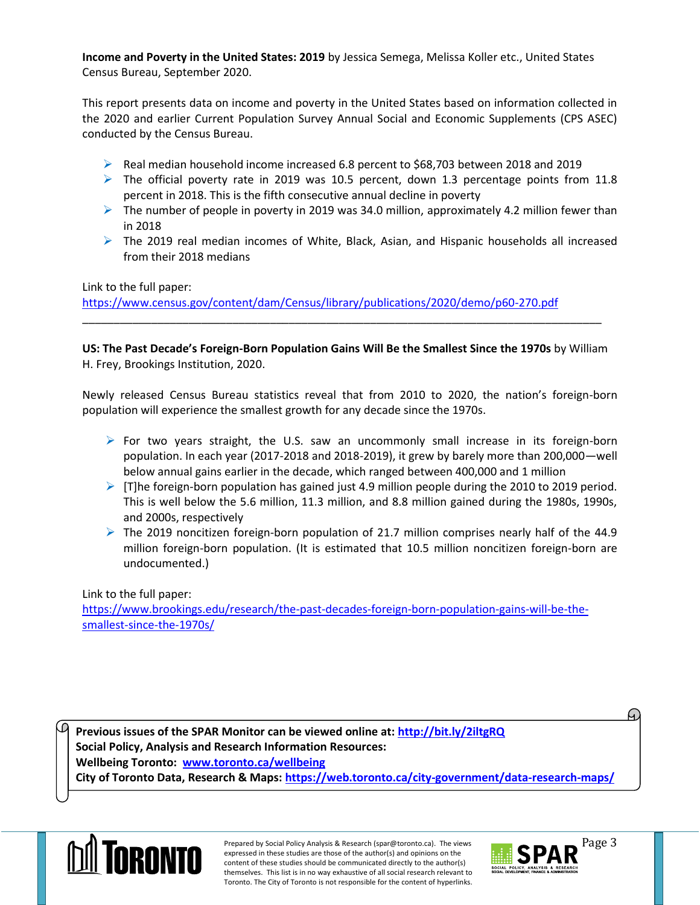**Income and Poverty in the United States: 2019** by Jessica Semega, Melissa Koller etc., United States Census Bureau, September 2020.

This report presents data on income and poverty in the United States based on information collected in the 2020 and earlier Current Population Survey Annual Social and Economic Supplements (CPS ASEC) conducted by the Census Bureau.

- Real median household income increased 6.8 percent to $68,703 between 2018 and 2019
- The official poverty rate in 2019 was 10.5 percent, down 1.3 percentage points from 11.8 percent in 2018. This is the fifth consecutive annual decline in poverty
- The number of people in poverty in 2019 was 34.0 million, approximately 4.2 million fewer than in 2018
- The 2019 real median incomes of White, Black, Asian, and Hispanic households all increased from their 2018 medians

Link to the full paper:
https://www.census.gov/content/dam/Census/library/publications/2020/demo/p60-270.pdf

---

**US: The Past Decade's Foreign-Born Population Gains Will Be the Smallest Since the 1970s** by William H. Frey, Brookings Institution, 2020.

Newly released Census Bureau statistics reveal that from 2010 to 2020, the nation's foreign-born population will experience the smallest growth for any decade since the 1970s.

- For two years straight, the U.S. saw an uncommonly small increase in its foreign-born population. In each year (2017-2018 and 2018-2019), it grew by barely more than 200,000—well below annual gains earlier in the decade, which ranged between 400,000 and 1 million
- [T]he foreign-born population has gained just 4.9 million people during the 2010 to 2019 period. This is well below the 5.6 million, 11.3 million, and 8.8 million gained during the 1980s, 1990s, and 2000s, respectively
- The 2019 noncitizen foreign-born population of 21.7 million comprises nearly half of the 44.9 million foreign-born population. (It is estimated that 10.5 million noncitizen foreign-born are undocumented.)

Link to the full paper:
https://www.brookings.edu/research/the-past-decades-foreign-born-population-gains-will-be-the-smallest-since-the-1970s/

**Previous issues of the SPAR Monitor can be viewed online at: http://bit.ly/2iltgRQ**
**Social Policy, Analysis and Research Information Resources:**
**Wellbeing Toronto: www.toronto.ca/wellbeing**
**City of Toronto Data, Research & Maps: https://web.toronto.ca/city-government/data-research-maps/**

Prepared by Social Policy Analysis & Research (spar@toronto.ca). The views expressed in these studies are those of the author(s) and opinions on the content of these studies should be communicated directly to the author(s) themselves. This list is in no way exhaustive of all social research relevant to Toronto. The City of Toronto is not responsible for the content of hyperlinks.